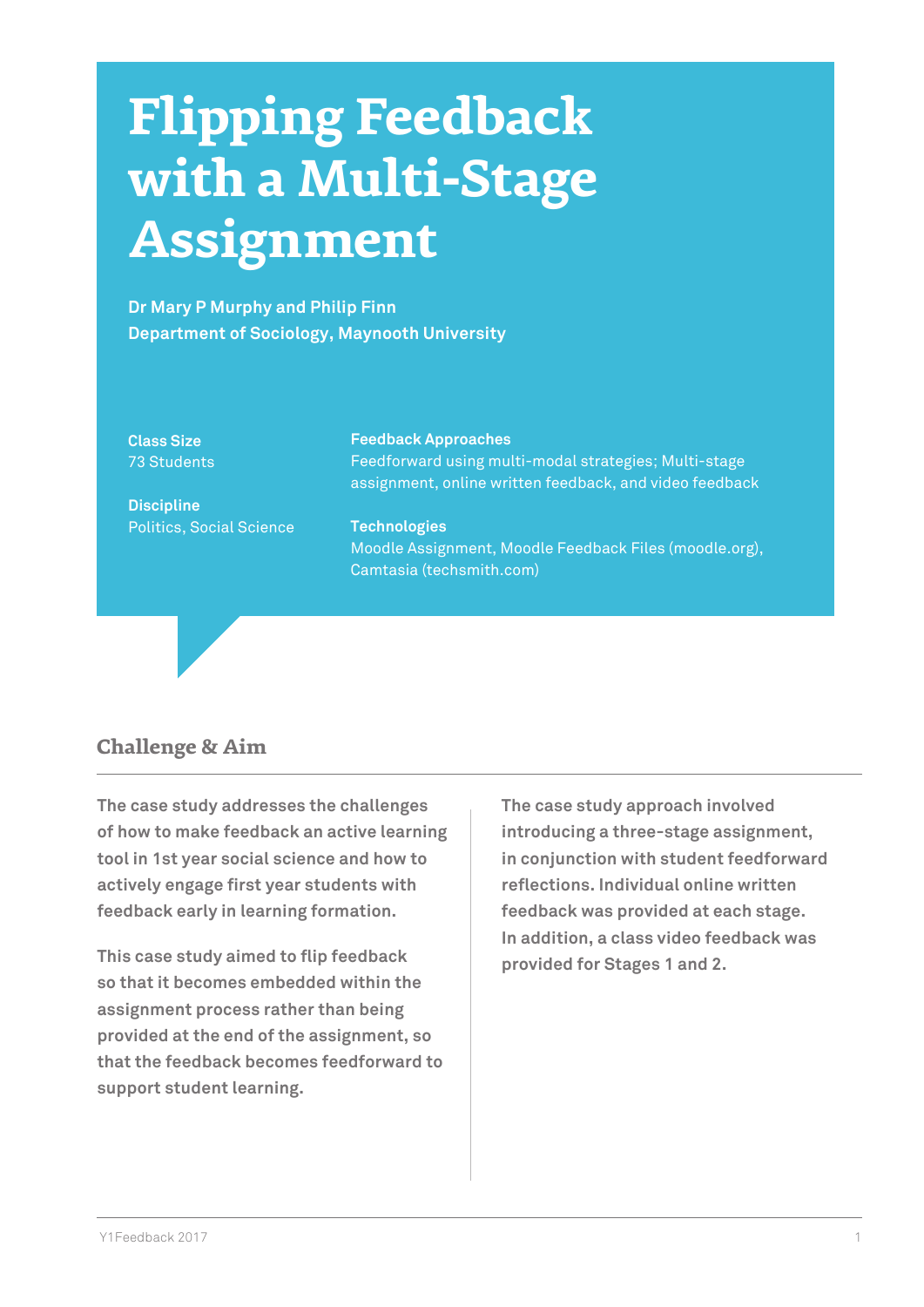# Flipping Feedback with a Multi-Stage Assignment

**Dr Mary P Murphy and Philip Finn**
**Department of Sociology, Maynooth University**

**Class Size**
73 Students

**Discipline**
Politics, Social Science

**Feedback Approaches**
Feedforward using multi-modal strategies; Multi-stage assignment, online written feedback, and video feedback

**Technologies**
Moodle Assignment, Moodle Feedback Files (moodle.org), Camtasia (techsmith.com)

## Challenge & Aim

The case study addresses the challenges of how to make feedback an active learning tool in 1st year social science and how to actively engage first year students with feedback early in learning formation.

This case study aimed to flip feedback so that it becomes embedded within the assignment process rather than being provided at the end of the assignment, so that the feedback becomes feedforward to support student learning.

The case study approach involved introducing a three-stage assignment, in conjunction with student feedforward reflections. Individual online written feedback was provided at each stage. In addition, a class video feedback was provided for Stages 1 and 2.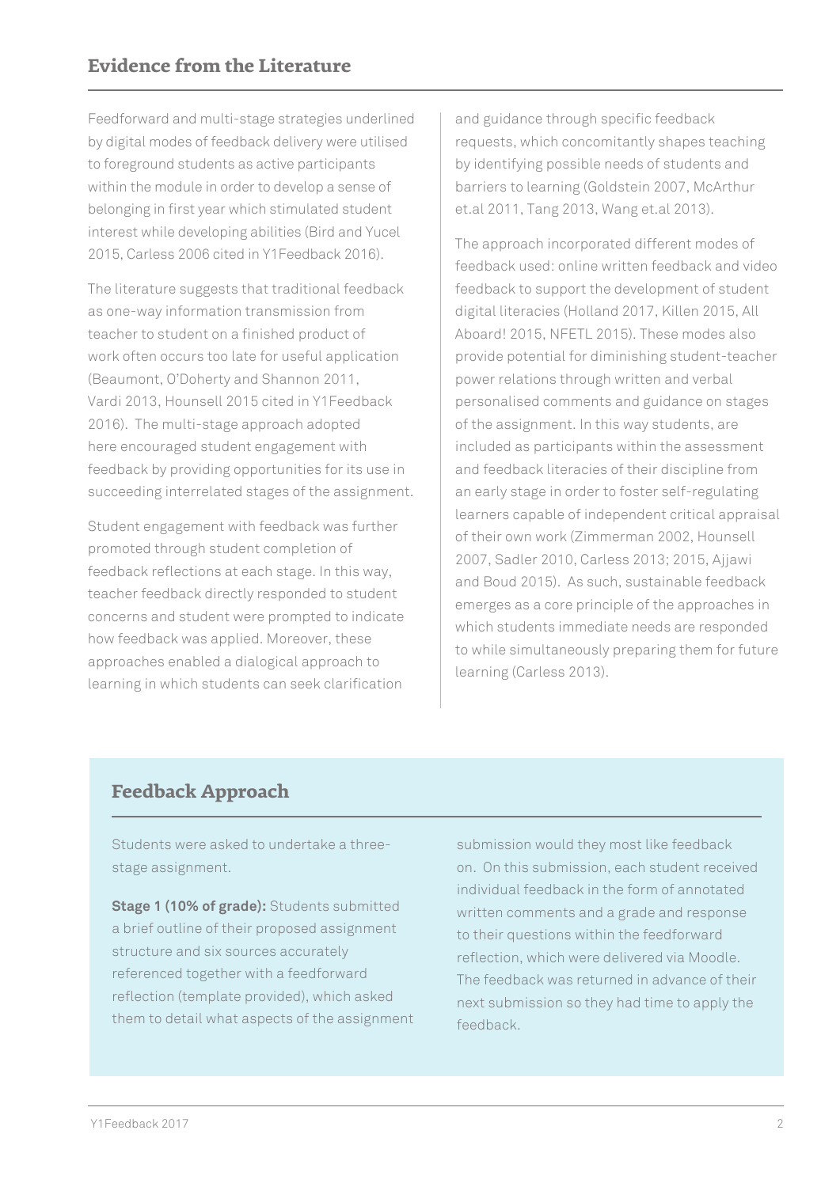## Evidence from the Literature

Feedforward and multi-stage strategies underlined by digital modes of feedback delivery were utilised to foreground students as active participants within the module in order to develop a sense of belonging in first year which stimulated student interest while developing abilities (Bird and Yucel 2015, Carless 2006 cited in Y1Feedback 2016).

The literature suggests that traditional feedback as one-way information transmission from teacher to student on a finished product of work often occurs too late for useful application (Beaumont, O'Doherty and Shannon 2011, Vardi 2013, Hounsell 2015 cited in Y1Feedback 2016). The multi-stage approach adopted here encouraged student engagement with feedback by providing opportunities for its use in succeeding interrelated stages of the assignment.

Student engagement with feedback was further promoted through student completion of feedback reflections at each stage. In this way, teacher feedback directly responded to student concerns and student were prompted to indicate how feedback was applied. Moreover, these approaches enabled a dialogical approach to learning in which students can seek clarification and guidance through specific feedback requests, which concomitantly shapes teaching by identifying possible needs of students and barriers to learning (Goldstein 2007, McArthur et.al 2011, Tang 2013, Wang et.al 2013).

The approach incorporated different modes of feedback used: online written feedback and video feedback to support the development of student digital literacies (Holland 2017, Killen 2015, All Aboard! 2015, NFETL 2015). These modes also provide potential for diminishing student-teacher power relations through written and verbal personalised comments and guidance on stages of the assignment. In this way students, are included as participants within the assessment and feedback literacies of their discipline from an early stage in order to foster self-regulating learners capable of independent critical appraisal of their own work (Zimmerman 2002, Hounsell 2007, Sadler 2010, Carless 2013; 2015, Ajjawi and Boud 2015). As such, sustainable feedback emerges as a core principle of the approaches in which students immediate needs are responded to while simultaneously preparing them for future learning (Carless 2013).

## Feedback Approach

Students were asked to undertake a three-stage assignment.

**Stage 1 (10% of grade):** Students submitted a brief outline of their proposed assignment structure and six sources accurately referenced together with a feedforward reflection (template provided), which asked them to detail what aspects of the assignment submission would they most like feedback on. On this submission, each student received individual feedback in the form of annotated written comments and a grade and response to their questions within the feedforward reflection, which were delivered via Moodle. The feedback was returned in advance of their next submission so they had time to apply the feedback.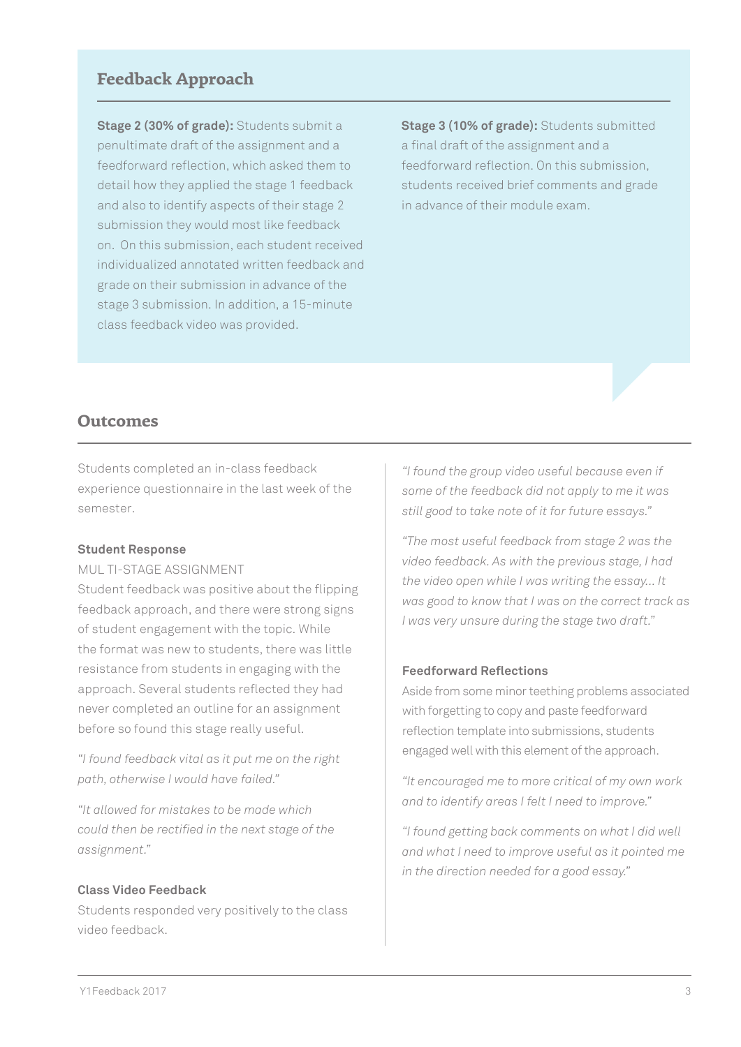## Feedback Approach

**Stage 2 (30% of grade):** Students submit a penultimate draft of the assignment and a feedforward reflection, which asked them to detail how they applied the stage 1 feedback and also to identify aspects of their stage 2 submission they would most like feedback on. On this submission, each student received individualized annotated written feedback and grade on their submission in advance of the stage 3 submission. In addition, a 15-minute class feedback video was provided.

**Stage 3 (10% of grade):** Students submitted a final draft of the assignment and a feedforward reflection. On this submission, students received brief comments and grade in advance of their module exam.

## Outcomes

Students completed an in-class feedback experience questionnaire in the last week of the semester.

**Student Response**

MUL TI-STAGE ASSIGNMENT

Student feedback was positive about the flipping feedback approach, and there were strong signs of student engagement with the topic. While the format was new to students, there was little resistance from students in engaging with the approach. Several students reflected they had never completed an outline for an assignment before so found this stage really useful.

*"I found feedback vital as it put me on the right path, otherwise I would have failed."*

*"It allowed for mistakes to be made which could then be rectified in the next stage of the assignment."*

**Class Video Feedback**

Students responded very positively to the class video feedback.

*"I found the group video useful because even if some of the feedback did not apply to me it was still good to take note of it for future essays."*

*"The most useful feedback from stage 2 was the video feedback. As with the previous stage, I had the video open while I was writing the essay... It was good to know that I was on the correct track as I was very unsure during the stage two draft."*

**Feedforward Reflections**

Aside from some minor teething problems associated with forgetting to copy and paste feedforward reflection template into submissions, students engaged well with this element of the approach.

*"It encouraged me to more critical of my own work and to identify areas I felt I need to improve."*

*"I found getting back comments on what I did well and what I need to improve useful as it pointed me in the direction needed for a good essay."*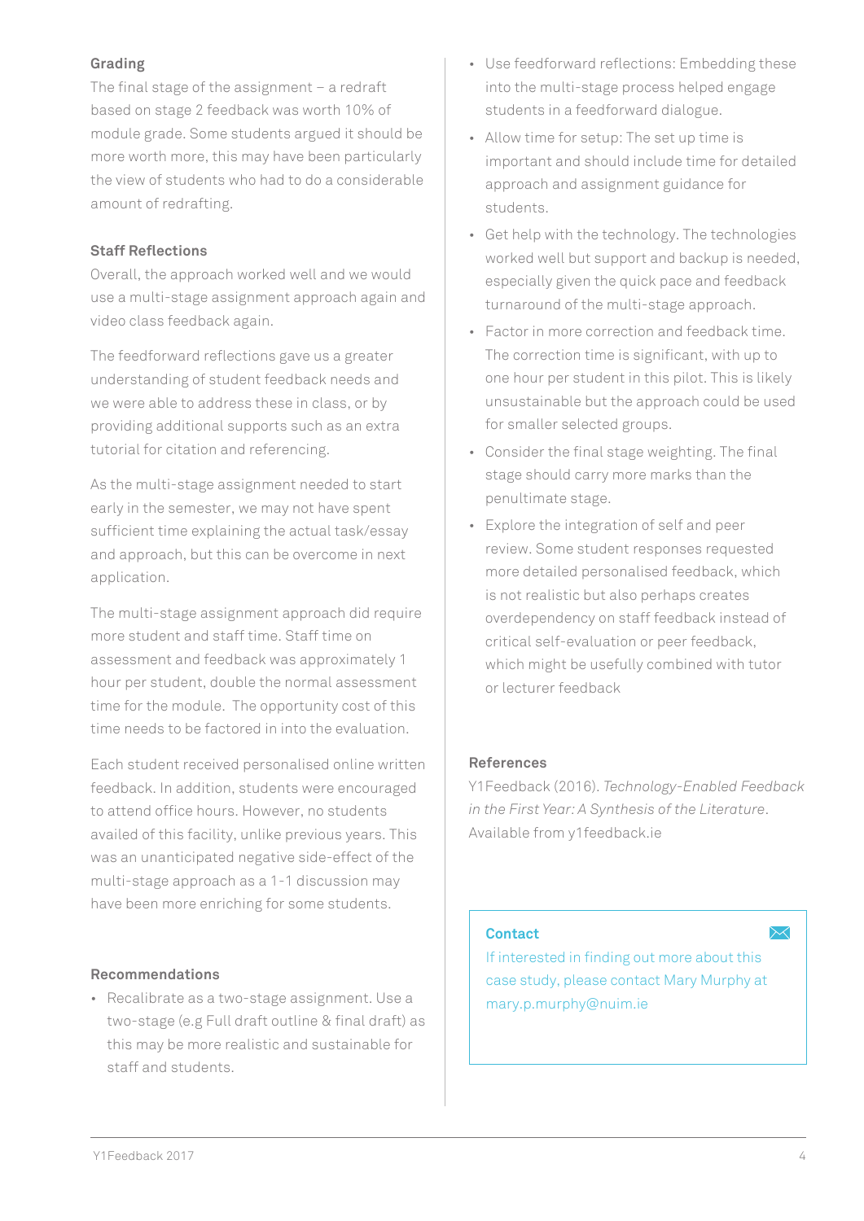### Grading

The final stage of the assignment – a redraft based on stage 2 feedback was worth 10% of module grade. Some students argued it should be more worth more, this may have been particularly the view of students who had to do a considerable amount of redrafting.

### Staff Reflections

Overall, the approach worked well and we would use a multi-stage assignment approach again and video class feedback again.

The feedforward reflections gave us a greater understanding of student feedback needs and we were able to address these in class, or by providing additional supports such as an extra tutorial for citation and referencing.

As the multi-stage assignment needed to start early in the semester, we may not have spent sufficient time explaining the actual task/essay and approach, but this can be overcome in next application.

The multi-stage assignment approach did require more student and staff time. Staff time on assessment and feedback was approximately 1 hour per student, double the normal assessment time for the module. The opportunity cost of this time needs to be factored in into the evaluation.

Each student received personalised online written feedback. In addition, students were encouraged to attend office hours. However, no students availed of this facility, unlike previous years. This was an unanticipated negative side-effect of the multi-stage approach as a 1-1 discussion may have been more enriching for some students.

### Recommendations

- Recalibrate as a two-stage assignment. Use a two-stage (e.g Full draft outline & final draft) as this may be more realistic and sustainable for staff and students.
- Use feedforward reflections: Embedding these into the multi-stage process helped engage students in a feedforward dialogue.
- Allow time for setup: The set up time is important and should include time for detailed approach and assignment guidance for students.
- Get help with the technology. The technologies worked well but support and backup is needed, especially given the quick pace and feedback turnaround of the multi-stage approach.
- Factor in more correction and feedback time. The correction time is significant, with up to one hour per student in this pilot. This is likely unsustainable but the approach could be used for smaller selected groups.
- Consider the final stage weighting. The final stage should carry more marks than the penultimate stage.
- Explore the integration of self and peer review. Some student responses requested more detailed personalised feedback, which is not realistic but also perhaps creates overdependency on staff feedback instead of critical self-evaluation or peer feedback, which might be usefully combined with tutor or lecturer feedback

### References

Y1Feedback (2016). *Technology-Enabled Feedback in the First Year: A Synthesis of the Literature*. Available from y1feedback.ie

### Contact

If interested in finding out more about this case study, please contact Mary Murphy at mary.p.murphy@nuim.ie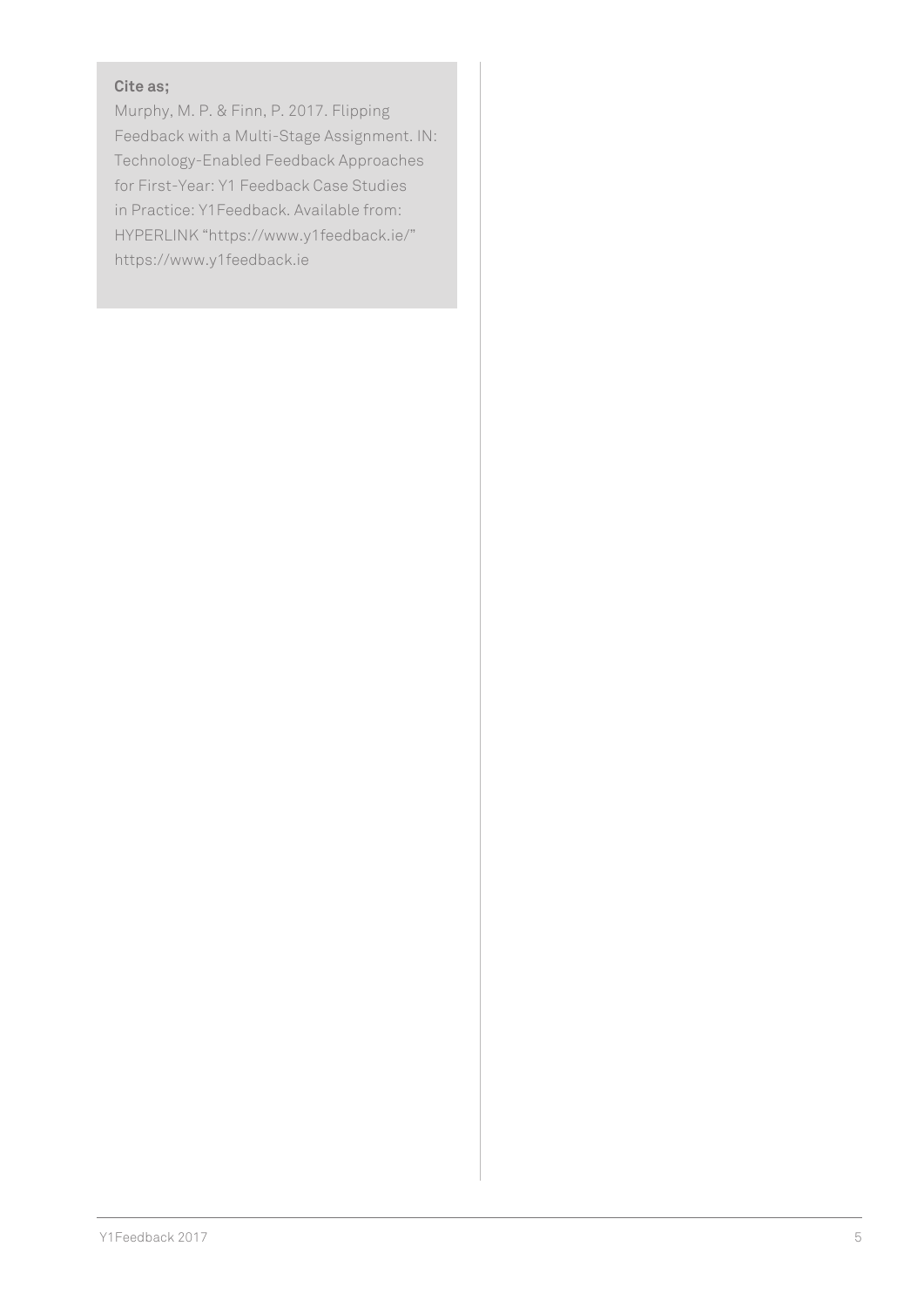**Cite as;**

Murphy, M. P. & Finn, P. 2017. Flipping Feedback with a Multi-Stage Assignment. IN: Technology-Enabled Feedback Approaches for First-Year: Y1 Feedback Case Studies in Practice: Y1Feedback. Available from: HYPERLINK "https://www.y1feedback.ie/" https://www.y1feedback.ie